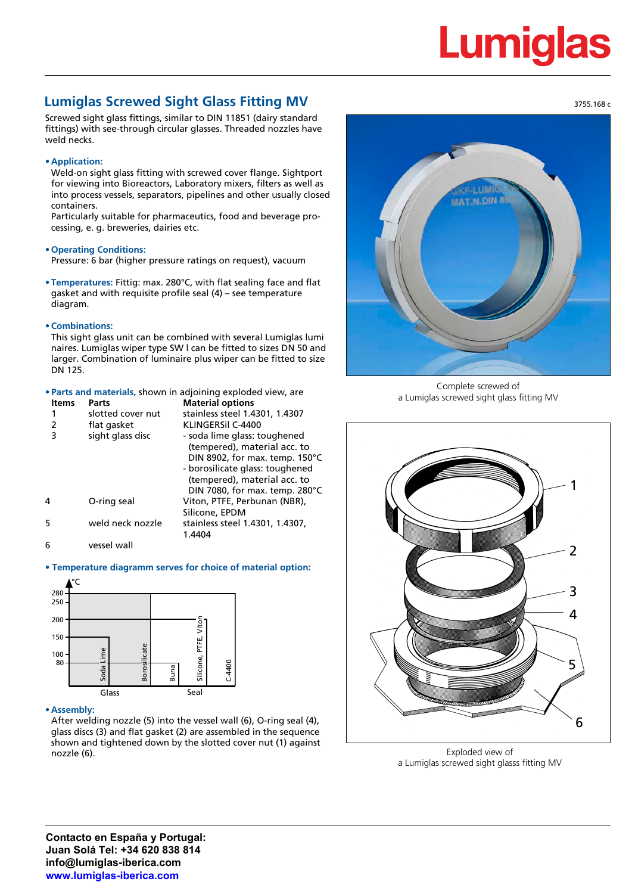# Lumiglas

## Lumiglas Screwed Sight Glass Fitting MV

3755.168 c

Screwed sight glass fittings, similar to DIN 11851 (dairy standard fittings) with see-through circular glasses. Threaded nozzles have weld necks.

- **Application:**
  Weld-on sight glass fitting with screwed cover flange. Sightport for viewing into Bioreactors, Laboratory mixers, filters as well as into process vessels, separators, pipelines and other usually closed containers.
  Particularly suitable for pharmaceutics, food and beverage processing, e. g. breweries, dairies etc.

- **Operating Conditions:**
  Pressure: 6 bar (higher pressure ratings on request), vacuum

- **Temperatures:** Fittig: max. 280°C, with flat sealing face and flat gasket and with requisite profile seal (4) – see temperature diagram.

- **Combinations:**
  This sight glass unit can be combined with several Lumiglas luminaires. Lumiglas wiper type SW I can be fitted to sizes DN 50 and larger. Combination of luminaire plus wiper can be fitted to size DN 125.

- **Parts and materials,** shown in adjoining exploded view, are

| Items | Parts | Material options |
|---|---|---|
| 1 | slotted cover nut | stainless steel 1.4301, 1.4307 |
| 2 | flat gasket | KLINGERSil C-4400 |
| 3 | sight glass disc | - soda lime glass: toughened (tempered), material acc. to DIN 8902, for max. temp. 150°C<br>- borosilicate glass: toughened (tempered), material acc. to DIN 7080, for max. temp. 280°C |
| 4 | O-ring seal | Viton, PTFE, Perbunan (NBR), Silicone, EPDM |
| 5 | weld neck nozzle | stainless steel 1.4301, 1.4307, 1.4404 |
| 6 | vessel wall | |

- **Temperature diagramm serves for choice of material option:**

°C: 280, 250, 200, 150, 100, 80
Soda Lime, Borosilicate — Glass
Buna, Silicone, PTFE, Viton, C-4400 — Seal

- **Assembly:**
  After welding nozzle (5) into the vessel wall (6), O-ring seal (4), glass discs (3) and flat gasket (2) are assembled in the sequence shown and tightened down by the slotted cover nut (1) against nozzle (6).

Complete screwed of
a Lumiglas screwed sight glass fitting MV

Exploded view of
a Lumiglas screwed sight glasss fitting MV

**Contacto en España y Portugal:**
**Juan Solá Tel: +34 620 838 814**
**info@lumiglas-iberica.com**
**www.lumiglas-iberica.com**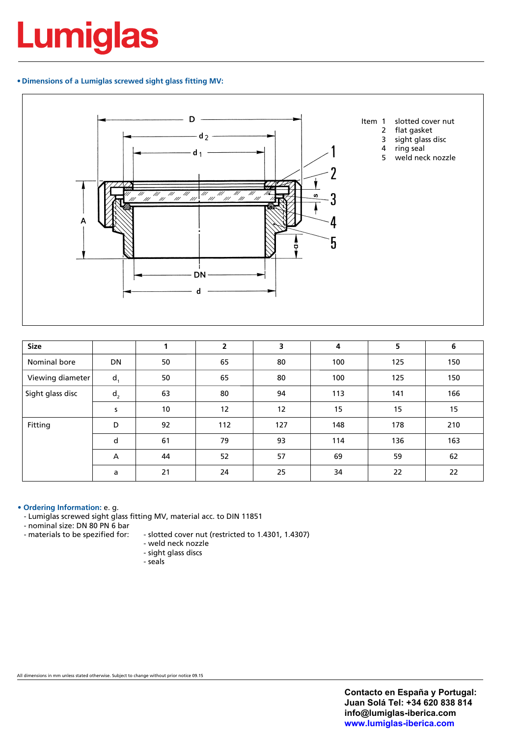# Lumiglas

**• Dimensions of a Lumiglas screwed sight glass fitting MV:**

D
$d_2$
$d_1$
A
a
s
DN
d

Item 1 slotted cover nut
2 flat gasket
3 sight glass disc
4 ring seal
5 weld neck nozzle

| Size | | 1 | 2 | 3 | 4 | 5 | 6 |
|---|---|---|---|---|---|---|---|
| Nominal bore | DN | 50 | 65 | 80 | 100 | 125 | 150 |
| Viewing diameter | $d_1$ | 50 | 65 | 80 | 100 | 125 | 150 |
| Sight glass disc | $d_2$ | 63 | 80 | 94 | 113 | 141 | 166 |
| | s | 10 | 12 | 12 | 15 | 15 | 15 |
| Fitting | D | 92 | 112 | 127 | 148 | 178 | 210 |
| | d | 61 | 79 | 93 | 114 | 136 | 163 |
| | A | 44 | 52 | 57 | 69 | 59 | 62 |
| | a | 21 | 24 | 25 | 34 | 22 | 22 |

**• Ordering Information:** e. g.

- Lumiglas screwed sight glass fitting MV, material acc. to DIN 11851
- nominal size: DN 80 PN 6 bar
- materials to be spezified for:
  - slotted cover nut (restricted to 1.4301, 1.4307)
  - weld neck nozzle
  - sight glass discs
  - seals

All dimensions in mm unless stated otherwise. Subject to change without prior notice 09.15

**Contacto en España y Portugal:**
**Juan Solá Tel: +34 620 838 814**
**info@lumiglas-iberica.com**
**www.lumiglas-iberica.com**